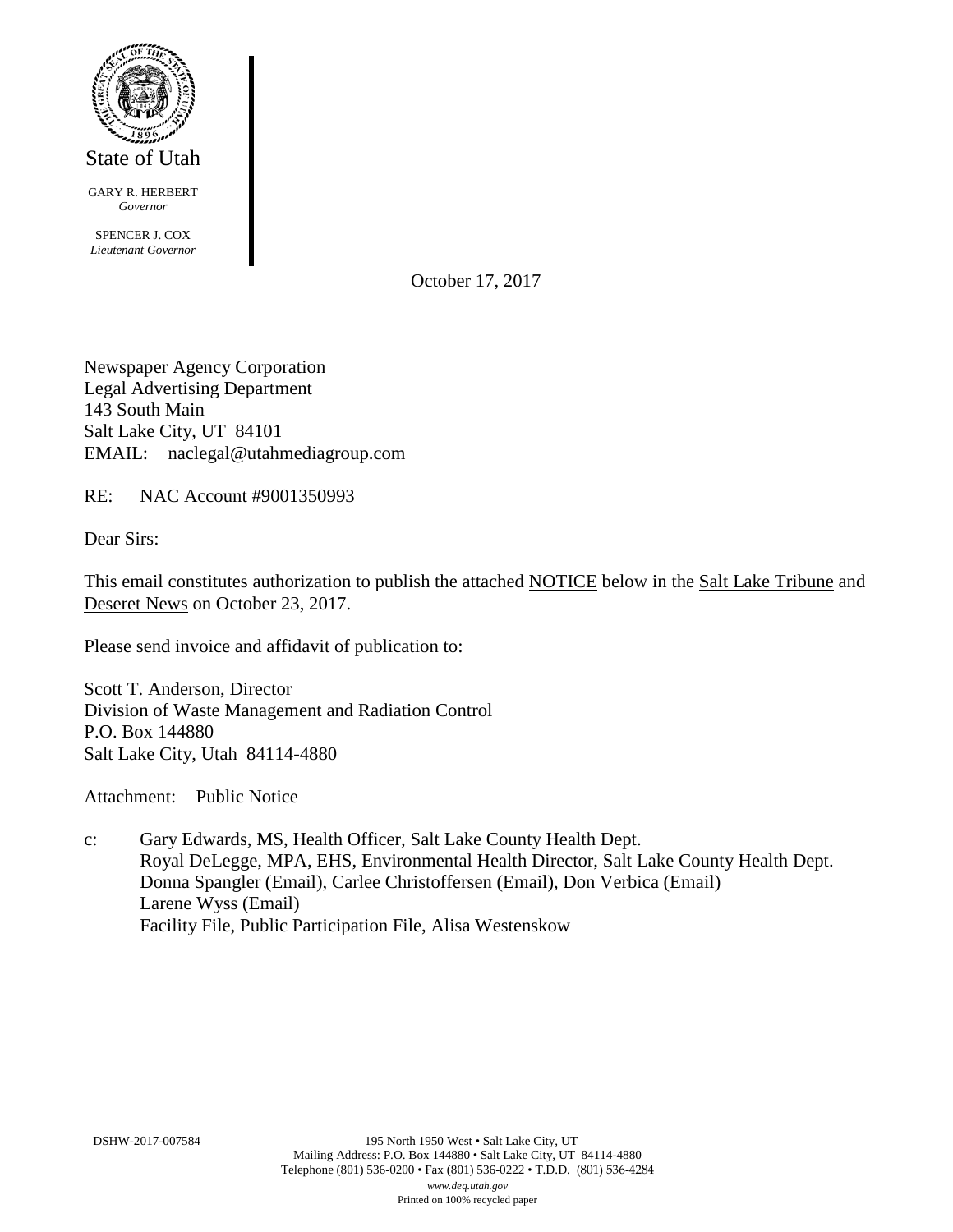State of Utah

GARY R. HERBERT
*Governor*

SPENCER J. COX
*Lieutenant Governor*

October 17, 2017

Newspaper Agency Corporation
Legal Advertising Department
143 South Main
Salt Lake City, UT 84101
EMAIL: naclegal@utahmediagroup.com

RE: NAC Account #9001350993

Dear Sirs:

This email constitutes authorization to publish the attached NOTICE below in the Salt Lake Tribune and Deseret News on October 23, 2017.

Please send invoice and affidavit of publication to:

Scott T. Anderson, Director
Division of Waste Management and Radiation Control
P.O. Box 144880
Salt Lake City, Utah 84114-4880

Attachment: Public Notice

c: Gary Edwards, MS, Health Officer, Salt Lake County Health Dept.
Royal DeLegge, MPA, EHS, Environmental Health Director, Salt Lake County Health Dept.
Donna Spangler (Email), Carlee Christoffersen (Email), Don Verbica (Email)
Larene Wyss (Email)
Facility File, Public Participation File, Alisa Westenskow

DSHW-2017-007584

195 North 1950 West • Salt Lake City, UT
Mailing Address: P.O. Box 144880 • Salt Lake City, UT 84114-4880
Telephone (801) 536-0200 • Fax (801) 536-0222 • T.D.D. (801) 536-4284
*www.deq.utah.gov*
Printed on 100% recycled paper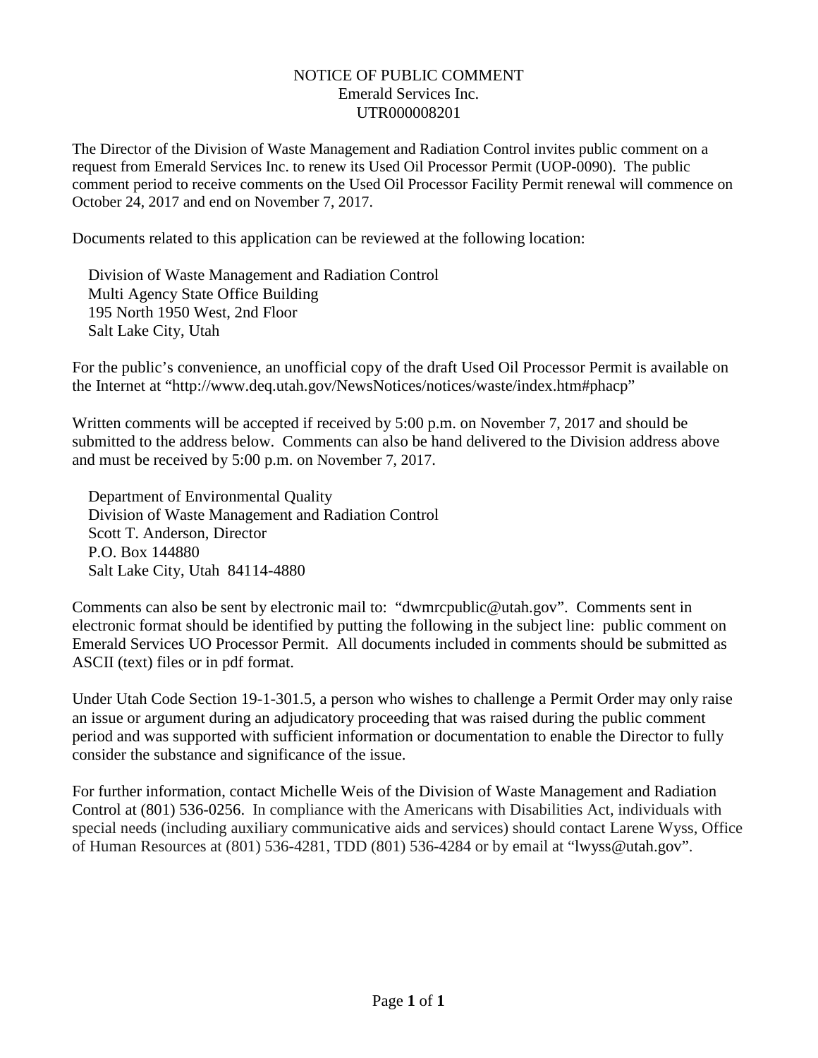# NOTICE OF PUBLIC COMMENT
Emerald Services Inc.
UTR000008201

The Director of the Division of Waste Management and Radiation Control invites public comment on a request from Emerald Services Inc. to renew its Used Oil Processor Permit (UOP-0090). The public comment period to receive comments on the Used Oil Processor Facility Permit renewal will commence on October 24, 2017 and end on November 7, 2017.

Documents related to this application can be reviewed at the following location:

Division of Waste Management and Radiation Control
Multi Agency State Office Building
195 North 1950 West, 2nd Floor
Salt Lake City, Utah

For the public's convenience, an unofficial copy of the draft Used Oil Processor Permit is available on the Internet at "http://www.deq.utah.gov/NewsNotices/notices/waste/index.htm#phacp"

Written comments will be accepted if received by 5:00 p.m. on November 7, 2017 and should be submitted to the address below. Comments can also be hand delivered to the Division address above and must be received by 5:00 p.m. on November 7, 2017.

Department of Environmental Quality
Division of Waste Management and Radiation Control
Scott T. Anderson, Director
P.O. Box 144880
Salt Lake City, Utah 84114-4880

Comments can also be sent by electronic mail to: "dwmrcpublic@utah.gov". Comments sent in electronic format should be identified by putting the following in the subject line: public comment on Emerald Services UO Processor Permit. All documents included in comments should be submitted as ASCII (text) files or in pdf format.

Under Utah Code Section 19-1-301.5, a person who wishes to challenge a Permit Order may only raise an issue or argument during an adjudicatory proceeding that was raised during the public comment period and was supported with sufficient information or documentation to enable the Director to fully consider the substance and significance of the issue.

For further information, contact Michelle Weis of the Division of Waste Management and Radiation Control at (801) 536-0256. In compliance with the Americans with Disabilities Act, individuals with special needs (including auxiliary communicative aids and services) should contact Larene Wyss, Office of Human Resources at (801) 536-4281, TDD (801) 536-4284 or by email at "lwyss@utah.gov".